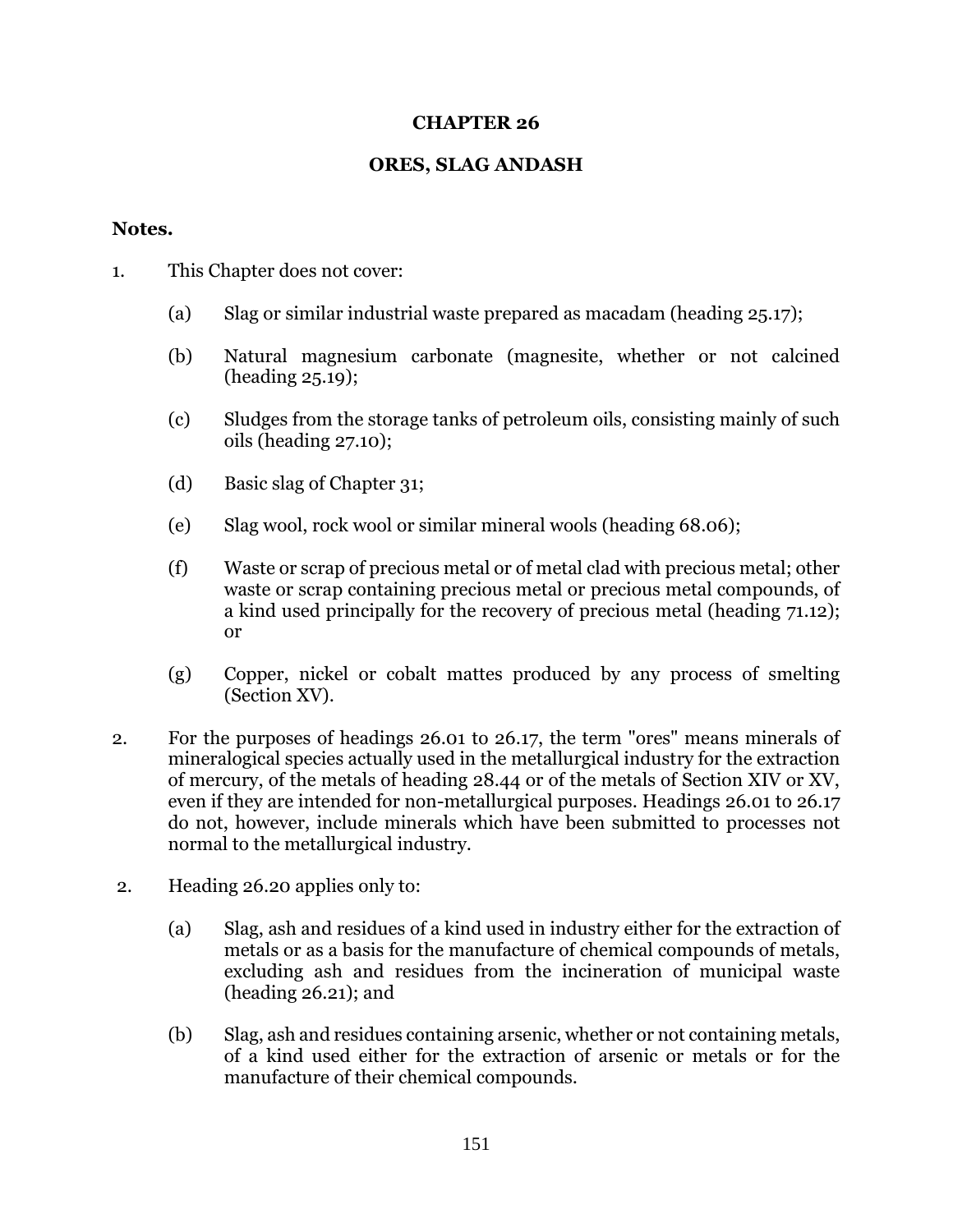# CHAPTER 26

## ORES, SLAG ANDASH

**Notes.**

1. This Chapter does not cover:

   (a) Slag or similar industrial waste prepared as macadam (heading 25.17);

   (b) Natural magnesium carbonate (magnesite, whether or not calcined (heading 25.19);

   (c) Sludges from the storage tanks of petroleum oils, consisting mainly of such oils (heading 27.10);

   (d) Basic slag of Chapter 31;

   (e) Slag wool, rock wool or similar mineral wools (heading 68.06);

   (f) Waste or scrap of precious metal or of metal clad with precious metal; other waste or scrap containing precious metal or precious metal compounds, of a kind used principally for the recovery of precious metal (heading 71.12); or

   (g) Copper, nickel or cobalt mattes produced by any process of smelting (Section XV).

2. For the purposes of headings 26.01 to 26.17, the term "ores" means minerals of mineralogical species actually used in the metallurgical industry for the extraction of mercury, of the metals of heading 28.44 or of the metals of Section XIV or XV, even if they are intended for non-metallurgical purposes. Headings 26.01 to 26.17 do not, however, include minerals which have been submitted to processes not normal to the metallurgical industry.

2. Heading 26.20 applies only to:

   (a) Slag, ash and residues of a kind used in industry either for the extraction of metals or as a basis for the manufacture of chemical compounds of metals, excluding ash and residues from the incineration of municipal waste (heading 26.21); and

   (b) Slag, ash and residues containing arsenic, whether or not containing metals, of a kind used either for the extraction of arsenic or metals or for the manufacture of their chemical compounds.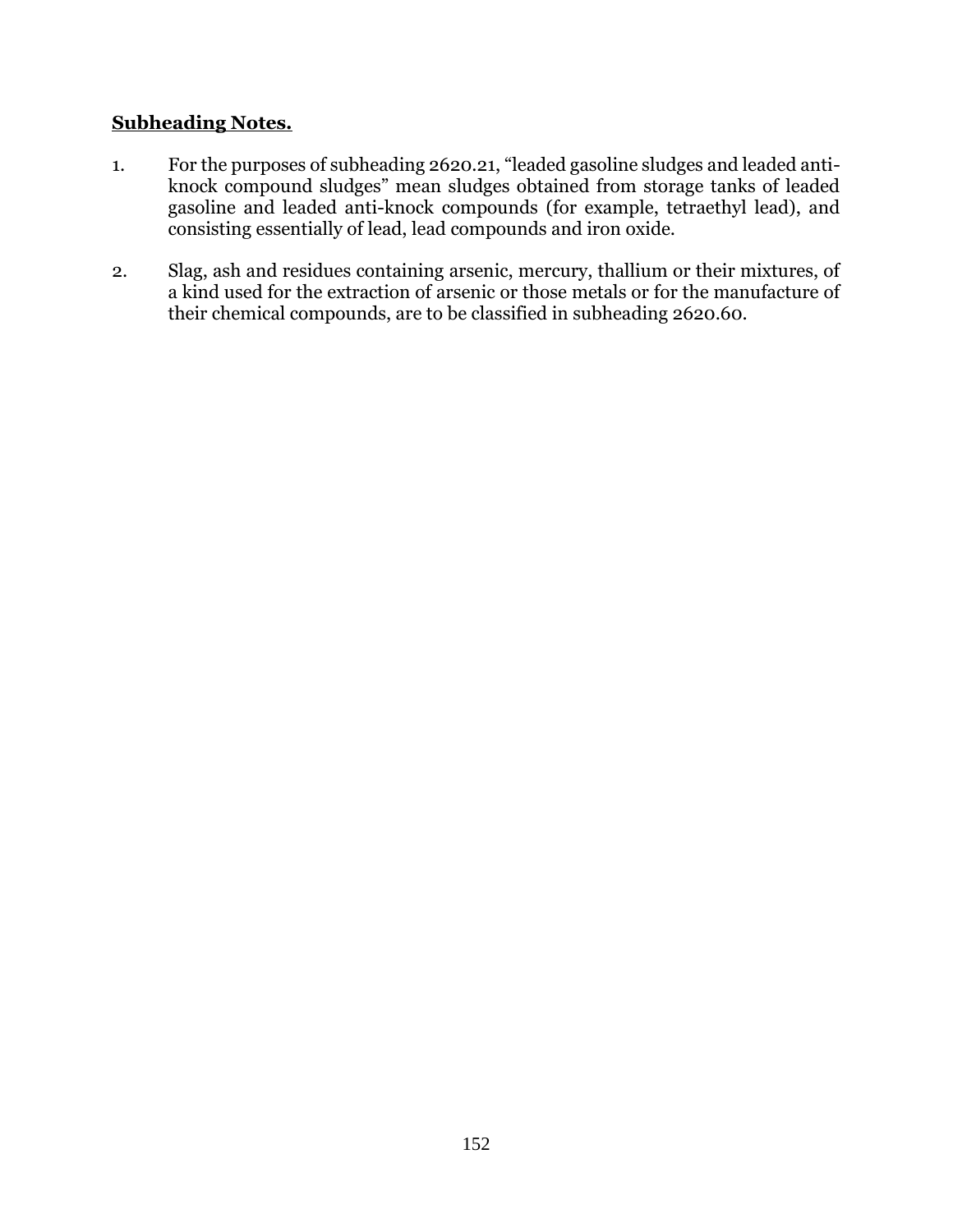**Subheading Notes.**

1. For the purposes of subheading 2620.21, "leaded gasoline sludges and leaded anti-knock compound sludges" mean sludges obtained from storage tanks of leaded gasoline and leaded anti-knock compounds (for example, tetraethyl lead), and consisting essentially of lead, lead compounds and iron oxide.

2. Slag, ash and residues containing arsenic, mercury, thallium or their mixtures, of a kind used for the extraction of arsenic or those metals or for the manufacture of their chemical compounds, are to be classified in subheading 2620.60.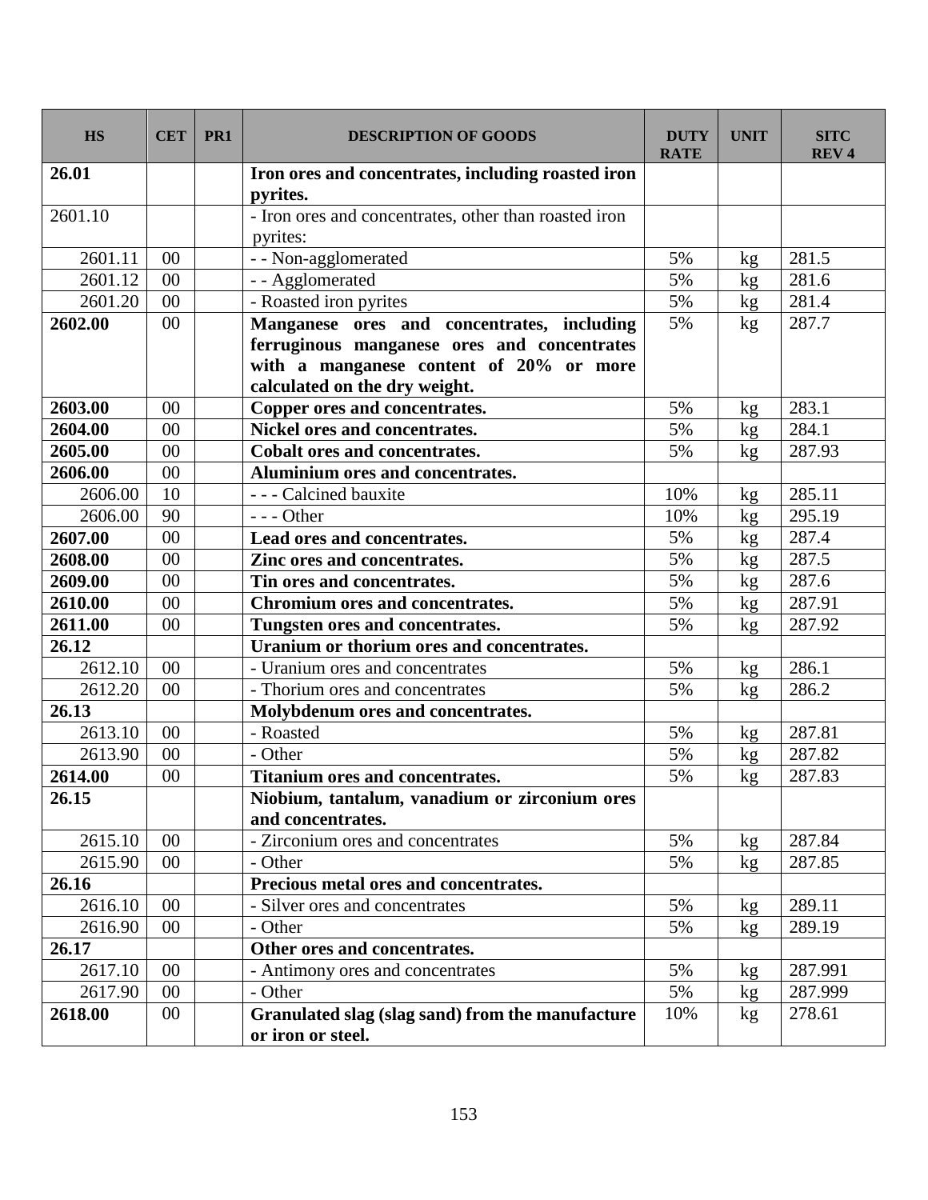| HS | CET | PR1 | DESCRIPTION OF GOODS | DUTY RATE | UNIT | SITC REV 4 |
|---|---|---|---|---|---|---|
| **26.01** | | | **Iron ores and concentrates, including roasted iron pyrites.** | | | |
| 2601.10 | | | - Iron ores and concentrates, other than roasted iron pyrites: | | | |
| 2601.11 | 00 | | - - Non-agglomerated | 5% | kg | 281.5 |
| 2601.12 | 00 | | - - Agglomerated | 5% | kg | 281.6 |
| 2601.20 | 00 | | - Roasted iron pyrites | 5% | kg | 281.4 |
| **2602.00** | 00 | | **Manganese ores and concentrates, including ferruginous manganese ores and concentrates with a manganese content of 20% or more calculated on the dry weight.** | 5% | kg | 287.7 |
| **2603.00** | 00 | | **Copper ores and concentrates.** | 5% | kg | 283.1 |
| **2604.00** | 00 | | **Nickel ores and concentrates.** | 5% | kg | 284.1 |
| **2605.00** | 00 | | **Cobalt ores and concentrates.** | 5% | kg | 287.93 |
| **2606.00** | 00 | | **Aluminium ores and concentrates.** | | | |
| 2606.00 | 10 | | - - - Calcined bauxite | 10% | kg | 285.11 |
| 2606.00 | 90 | | - - - Other | 10% | kg | 295.19 |
| **2607.00** | 00 | | **Lead ores and concentrates.** | 5% | kg | 287.4 |
| **2608.00** | 00 | | **Zinc ores and concentrates.** | 5% | kg | 287.5 |
| **2609.00** | 00 | | **Tin ores and concentrates.** | 5% | kg | 287.6 |
| **2610.00** | 00 | | **Chromium ores and concentrates.** | 5% | kg | 287.91 |
| **2611.00** | 00 | | **Tungsten ores and concentrates.** | 5% | kg | 287.92 |
| **26.12** | | | **Uranium or thorium ores and concentrates.** | | | |
| 2612.10 | 00 | | - Uranium ores and concentrates | 5% | kg | 286.1 |
| 2612.20 | 00 | | - Thorium ores and concentrates | 5% | kg | 286.2 |
| **26.13** | | | **Molybdenum ores and concentrates.** | | | |
| 2613.10 | 00 | | - Roasted | 5% | kg | 287.81 |
| 2613.90 | 00 | | - Other | 5% | kg | 287.82 |
| **2614.00** | 00 | | **Titanium ores and concentrates.** | 5% | kg | 287.83 |
| **26.15** | | | **Niobium, tantalum, vanadium or zirconium ores and concentrates.** | | | |
| 2615.10 | 00 | | - Zirconium ores and concentrates | 5% | kg | 287.84 |
| 2615.90 | 00 | | - Other | 5% | kg | 287.85 |
| **26.16** | | | **Precious metal ores and concentrates.** | | | |
| 2616.10 | 00 | | - Silver ores and concentrates | 5% | kg | 289.11 |
| 2616.90 | 00 | | - Other | 5% | kg | 289.19 |
| **26.17** | | | **Other ores and concentrates.** | | | |
| 2617.10 | 00 | | - Antimony ores and concentrates | 5% | kg | 287.991 |
| 2617.90 | 00 | | - Other | 5% | kg | 287.999 |
| **2618.00** | 00 | | **Granulated slag (slag sand) from the manufacture or iron or steel.** | 10% | kg | 278.61 |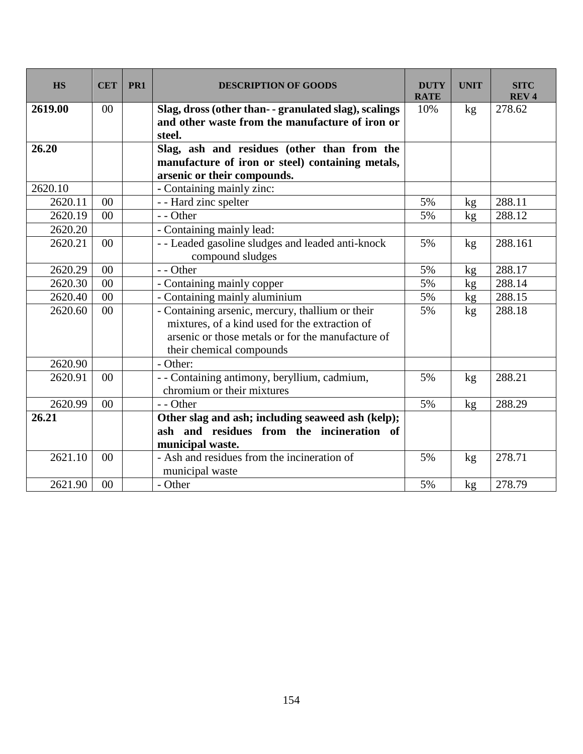| HS | CET | PR1 | DESCRIPTION OF GOODS | DUTY RATE | UNIT | SITC REV 4 |
|---|---|---|---|---|---|---|
| **2619.00** | 00 | | **Slag, dross (other than- - granulated slag), scalings and other waste from the manufacture of iron or steel.** | 10% | kg | 278.62 |
| **26.20** | | | **Slag, ash and residues (other than from the manufacture of iron or steel) containing metals, arsenic or their compounds.** | | | |
| 2620.10 | | | - Containing mainly zinc: | | | |
| 2620.11 | 00 | | - - Hard zinc spelter | 5% | kg | 288.11 |
| 2620.19 | 00 | | - - Other | 5% | kg | 288.12 |
| 2620.20 | | | - Containing mainly lead: | | | |
| 2620.21 | 00 | | - - Leaded gasoline sludges and leaded anti-knock compound sludges | 5% | kg | 288.161 |
| 2620.29 | 00 | | - - Other | 5% | kg | 288.17 |
| 2620.30 | 00 | | - Containing mainly copper | 5% | kg | 288.14 |
| 2620.40 | 00 | | - Containing mainly aluminium | 5% | kg | 288.15 |
| 2620.60 | 00 | | - Containing arsenic, mercury, thallium or their mixtures, of a kind used for the extraction of arsenic or those metals or for the manufacture of their chemical compounds | 5% | kg | 288.18 |
| 2620.90 | | | - Other: | | | |
| 2620.91 | 00 | | - - Containing antimony, beryllium, cadmium, chromium or their mixtures | 5% | kg | 288.21 |
| 2620.99 | 00 | | - - Other | 5% | kg | 288.29 |
| **26.21** | | | **Other slag and ash; including seaweed ash (kelp); ash and residues from the incineration of municipal waste.** | | | |
| 2621.10 | 00 | | - Ash and residues from the incineration of municipal waste | 5% | kg | 278.71 |
| 2621.90 | 00 | | - Other | 5% | kg | 278.79 |